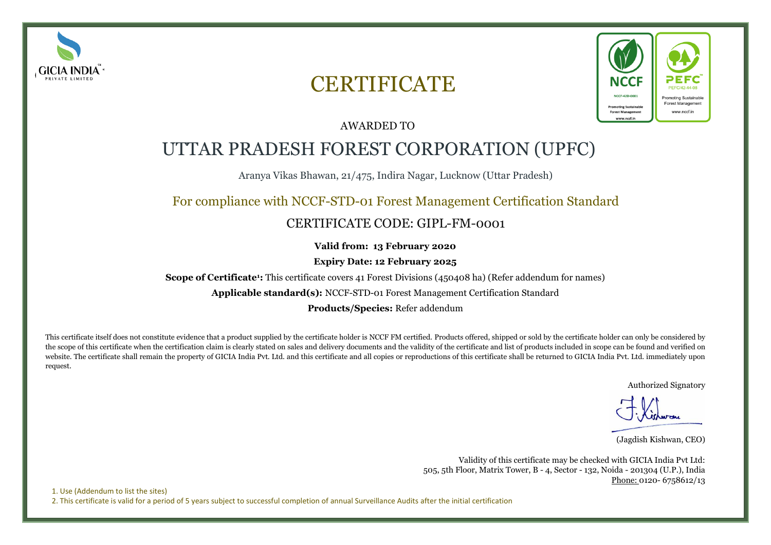GICIA INDIA PRIVATE LIMITED

NCCF
NCCF-42D-0001
Promoting Sustainable Forest Management
www.nccf.in

PEFC
PEFC/42-44-08
Promoting Sustainable Forest Management
www.nccf.in

# CERTIFICATE

AWARDED TO

## UTTAR PRADESH FOREST CORPORATION (UPFC)

Aranya Vikas Bhawan, 21/475, Indira Nagar, Lucknow (Uttar Pradesh)

For compliance with NCCF-STD-01 Forest Management Certification Standard

CERTIFICATE CODE: GIPL-FM-0001

**Valid from: 13 February 2020**

**Expiry Date: 12 February 2025**

**Scope of Certificate[1]:** This certificate covers 41 Forest Divisions (450408 ha) (Refer addendum for names)

**Applicable standard(s):** NCCF-STD-01 Forest Management Certification Standard

**Products/Species:** Refer addendum

This certificate itself does not constitute evidence that a product supplied by the certificate holder is NCCF FM certified. Products offered, shipped or sold by the certificate holder can only be considered by the scope of this certificate when the certification claim is clearly stated on sales and delivery documents and the validity of the certificate and list of products included in scope can be found and verified on website. The certificate shall remain the property of GICIA India Pvt. Ltd. and this certificate and all copies or reproductions of this certificate shall be returned to GICIA India Pvt. Ltd. immediately upon request.

Authorized Signatory

(Jagdish Kishwan, CEO)

Validity of this certificate may be checked with GICIA India Pvt Ltd:
505, 5th Floor, Matrix Tower, B - 4, Sector - 132, Noida - 201304 (U.P.), India
Phone: 0120- 6758612/13

1. Use (Addendum to list the sites)
2. This certificate is valid for a period of 5 years subject to successful completion of annual Surveillance Audits after the initial certification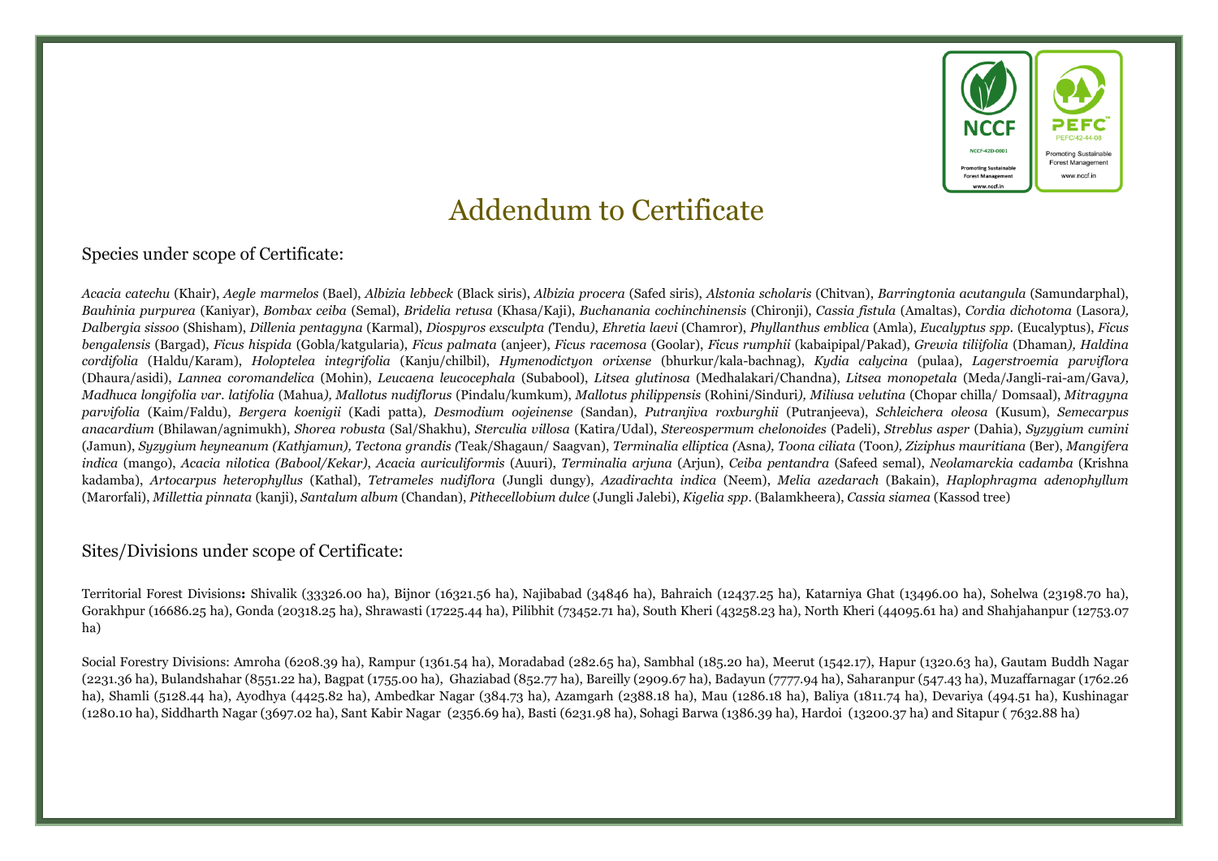# Addendum to Certificate

Species under scope of Certificate:

*Acacia catechu* (Khair), *Aegle marmelos* (Bael), *Albizia lebbeck* (Black siris), *Albizia procera* (Safed siris), *Alstonia scholaris* (Chitvan), *Barringtonia acutangula* (Samundarphal), *Bauhinia purpurea* (Kaniyar), *Bombax ceiba* (Semal), *Bridelia retusa* (Khasa/Kaji), *Buchanania cochinchinensis* (Chironji), *Cassia fistula* (Amaltas), *Cordia dichotoma* (Lasora*), Dalbergia sissoo* (Shisham), *Dillenia pentagyna* (Karmal), *Diospyros exsculpta (*Tendu*)*, *Ehretia laevi* (Chamror), *Phyllanthus emblica* (Amla), *Eucalyptus spp.* (Eucalyptus), *Ficus bengalensis* (Bargad), *Ficus hispida* (Gobla/katgularia), *Ficus palmata* (anjeer), *Ficus racemosa* (Goolar), *Ficus rumphii* (kabaipipal/Pakad), *Grewia tiliifolia* (Dhaman*), Haldina cordifolia* (Haldu/Karam), *Holoptelea integrifolia* (Kanju/chilbil), *Hymenodictyon orixense* (bhurkur/kala-bachnag), *Kydia calycina* (pulaa), *Lagerstroemia parviflora* (Dhaura/asidi), *Lannea coromandelica* (Mohin), *Leucaena leucocephala* (Subabool), *Litsea glutinosa* (Medhalakari/Chandna), *Litsea monopetala* (Meda/Jangli-rai-am/Gava*), Madhuca longifolia var. latifolia* (Mahua*), Mallotus nudiflorus* (Pindalu/kumkum), *Mallotus philippensis* (Rohini/Sinduri*), Miliusa velutina* (Chopar chilla/ Domsaal), *Mitragyna parvifolia* (Kaim/Faldu), *Bergera koenigii* (Kadi patta*), Desmodium oojeinense* (Sandan), *Putranjiva roxburghii* (Putranjeeva), *Schleichera oleosa* (Kusum), *Semecarpus anacardium* (Bhilawan/agnimukh), *Shorea robusta* (Sal/Shakhu), *Sterculia villosa* (Katira/Udal), *Stereospermum chelonoides* (Padeli), *Streblus asper* (Dahia), *Syzygium cumini* (Jamun), *Syzygium heyneanum (Kathjamun), Tectona grandis (*Teak/Shagaun/ Saagvan), *Terminalia elliptica (*Asna*), Toona ciliata* (Toon*), Ziziphus mauritiana* (Ber), *Mangifera indica* (mango), *Acacia nilotica (Babool/Kekar)*, *Acacia auriculiformis* (Auuri), *Terminalia arjuna* (Arjun), *Ceiba pentandra* (Safeed semal), *Neolamarckia cadamba* (Krishna kadamba), *Artocarpus heterophyllus* (Kathal), *Tetrameles nudiflora* (Jungli dungy), *Azadirachta indica* (Neem), *Melia azedarach* (Bakain), *Haplophragma adenophyllum* (Marorfali), *Millettia pinnata* (kanji), *Santalum album* (Chandan), *Pithecellobium dulce* (Jungli Jalebi), *Kigelia spp*. (Balamkheera), *Cassia siamea* (Kassod tree)

Sites/Divisions under scope of Certificate:

Territorial Forest Divisions**:** Shivalik (33326.00 ha), Bijnor (16321.56 ha), Najibabad (34846 ha), Bahraich (12437.25 ha), Katarniya Ghat (13496.00 ha), Sohelwa (23198.70 ha), Gorakhpur (16686.25 ha), Gonda (20318.25 ha), Shrawasti (17225.44 ha), Pilibhit (73452.71 ha), South Kheri (43258.23 ha), North Kheri (44095.61 ha) and Shahjahanpur (12753.07 ha)

Social Forestry Divisions: Amroha (6208.39 ha), Rampur (1361.54 ha), Moradabad (282.65 ha), Sambhal (185.20 ha), Meerut (1542.17), Hapur (1320.63 ha), Gautam Buddh Nagar (2231.36 ha), Bulandshahar (8551.22 ha), Bagpat (1755.00 ha), Ghaziabad (852.77 ha), Bareilly (2909.67 ha), Badayun (7777.94 ha), Saharanpur (547.43 ha), Muzaffarnagar (1762.26 ha), Shamli (5128.44 ha), Ayodhya (4425.82 ha), Ambedkar Nagar (384.73 ha), Azamgarh (2388.18 ha), Mau (1286.18 ha), Baliya (1811.74 ha), Devariya (494.51 ha), Kushinagar (1280.10 ha), Siddharth Nagar (3697.02 ha), Sant Kabir Nagar (2356.69 ha), Basti (6231.98 ha), Sohagi Barwa (1386.39 ha), Hardoi (13200.37 ha) and Sitapur ( 7632.88 ha)